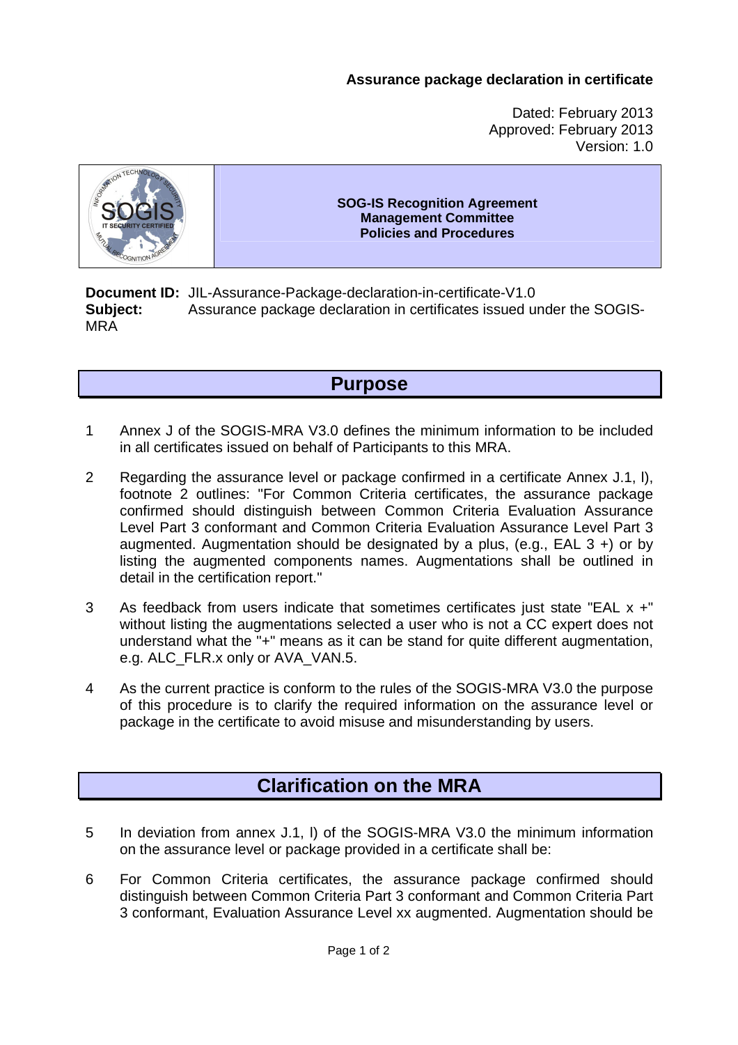**Assurance package declaration in certificate**

Dated: February 2013
Approved: February 2013
Version: 1.0

| | **SOG-IS Recognition Agreement**<br>**Management Committee**<br>**Policies and Procedures** |
|---|---|

**Document ID:** JIL-Assurance-Package-declaration-in-certificate-V1.0
**Subject:** Assurance package declaration in certificates issued under the SOGIS-MRA

## Purpose

1 Annex J of the SOGIS-MRA V3.0 defines the minimum information to be included in all certificates issued on behalf of Participants to this MRA.

2 Regarding the assurance level or package confirmed in a certificate Annex J.1, l), footnote 2 outlines: "For Common Criteria certificates, the assurance package confirmed should distinguish between Common Criteria Evaluation Assurance Level Part 3 conformant and Common Criteria Evaluation Assurance Level Part 3 augmented. Augmentation should be designated by a plus, (e.g., EAL 3 +) or by listing the augmented components names. Augmentations shall be outlined in detail in the certification report."

3 As feedback from users indicate that sometimes certificates just state "EAL x +" without listing the augmentations selected a user who is not a CC expert does not understand what the "+" means as it can be stand for quite different augmentation, e.g. ALC_FLR.x only or AVA_VAN.5.

4 As the current practice is conform to the rules of the SOGIS-MRA V3.0 the purpose of this procedure is to clarify the required information on the assurance level or package in the certificate to avoid misuse and misunderstanding by users.

## Clarification on the MRA

5 In deviation from annex J.1, l) of the SOGIS-MRA V3.0 the minimum information on the assurance level or package provided in a certificate shall be:

6 For Common Criteria certificates, the assurance package confirmed should distinguish between Common Criteria Part 3 conformant and Common Criteria Part 3 conformant, Evaluation Assurance Level xx augmented. Augmentation should be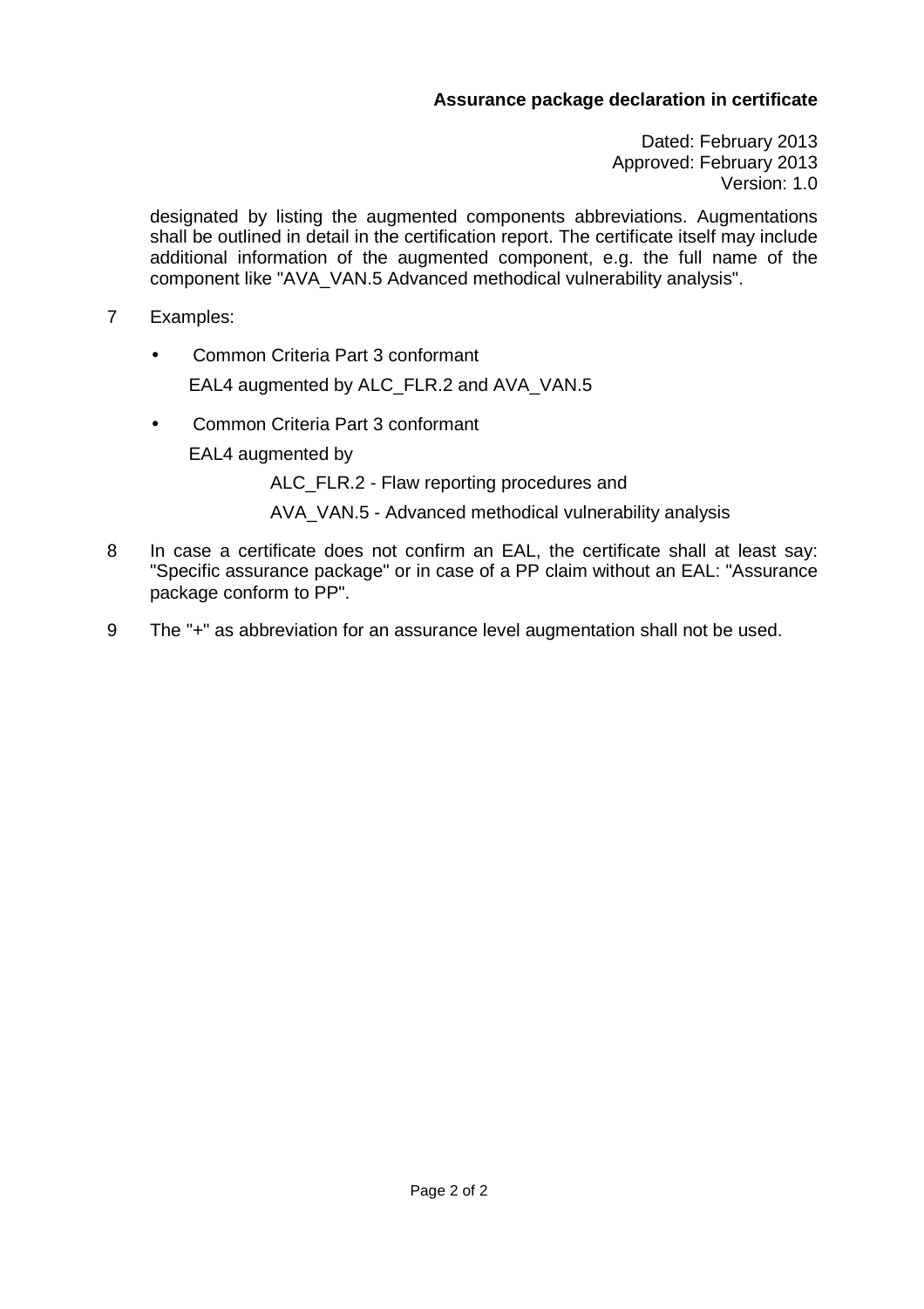designated by listing the augmented components abbreviations. Augmentations shall be outlined in detail in the certification report. The certificate itself may include additional information of the augmented component, e.g. the full name of the component like "AVA_VAN.5 Advanced methodical vulnerability analysis".

7 Examples:

- Common Criteria Part 3 conformant

  EAL4 augmented by ALC_FLR.2 and AVA_VAN.5

- Common Criteria Part 3 conformant

  EAL4 augmented by

  ALC_FLR.2 - Flaw reporting procedures and

  AVA_VAN.5 - Advanced methodical vulnerability analysis

8 In case a certificate does not confirm an EAL, the certificate shall at least say: "Specific assurance package" or in case of a PP claim without an EAL: "Assurance package conform to PP".

9 The "+" as abbreviation for an assurance level augmentation shall not be used.